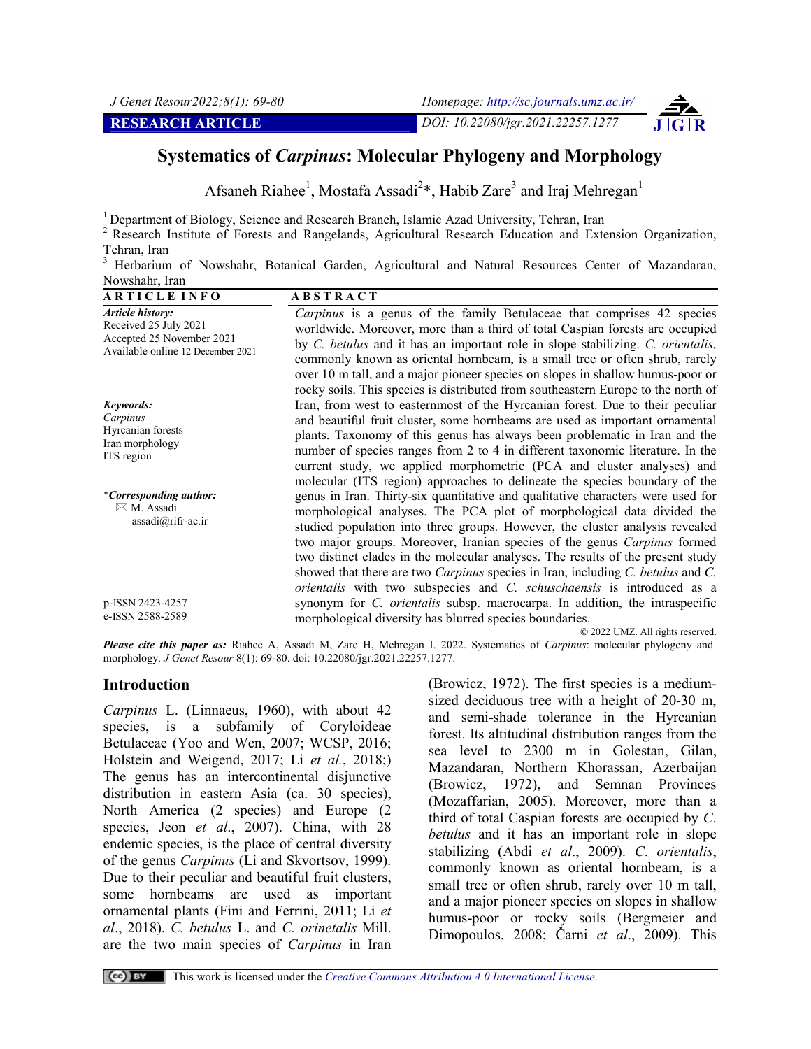**RESEARCH ARTICLE**

DOI: 10.22080/jgr.2021.22257.1277

# Systematics of *Carpinus*: Molecular Phylogeny and Morphology

Afsaneh Riahee[1], Mostafa Assadi[2]*, Habib Zare[3] and Iraj Mehregan[1]

[1] Department of Biology, Science and Research Branch, Islamic Azad University, Tehran, Iran

[2] Research Institute of Forests and Rangelands, Agricultural Research Education and Extension Organization, Tehran, Iran

[3] Herbarium of Nowshahr, Botanical Garden, Agricultural and Natural Resources Center of Mazandaran, Nowshahr, Iran

**ARTICLE INFO**

***Article history:***
Received 25 July 2021
Accepted 25 November 2021
Available online 12 December 2021

***Keywords:***
*Carpinus*
Hyrcanian forests
Iran morphology
ITS region

**\*Corresponding author:**
M. Assadi
assadi@rifr-ac.ir

p-ISSN 2423-4257
e-ISSN 2588-2589

**ABSTRACT**

*Carpinus* is a genus of the family Betulaceae that comprises 42 species worldwide. Moreover, more than a third of total Caspian forests are occupied by *C. betulus* and it has an important role in slope stabilizing. *C. orientalis*, commonly known as oriental hornbeam, is a small tree or often shrub, rarely over 10 m tall, and a major pioneer species on slopes in shallow humus-poor or rocky soils. This species is distributed from southeastern Europe to the north of Iran, from west to easternmost of the Hyrcanian forest. Due to their peculiar and beautiful fruit cluster, some hornbeams are used as important ornamental plants. Taxonomy of this genus has always been problematic in Iran and the number of species ranges from 2 to 4 in different taxonomic literature. In the current study, we applied morphometric (PCA and cluster analyses) and molecular (ITS region) approaches to delineate the species boundary of the genus in Iran. Thirty-six quantitative and qualitative characters were used for morphological analyses. The PCA plot of morphological data divided the studied population into three groups. However, the cluster analysis revealed two major groups. Moreover, Iranian species of the genus *Carpinus* formed two distinct clades in the molecular analyses. The results of the present study showed that there are two *Carpinus* species in Iran, including *C. betulus* and *C. orientalis* with two subspecies and *C. schuschaensis* is introduced as a synonym for *C. orientalis* subsp. macrocarpa. In addition, the intraspecific morphological diversity has blurred species boundaries.

© 2022 UMZ. All rights reserved.

***Please cite this paper as:*** Riahee A, Assadi M, Zare H, Mehregan I. 2022. Systematics of *Carpinus*: molecular phylogeny and morphology. *J Genet Resour* 8(1): 69-80. doi: 10.22080/jgr.2021.22257.1277.

## Introduction

*Carpinus* L. (Linnaeus, 1960), with about 42 species, is a subfamily of Coryloideae Betulaceae (Yoo and Wen, 2007; WCSP, 2016; Holstein and Weigend, 2017; Li *et al.*, 2018;) The genus has an intercontinental disjunctive distribution in eastern Asia (ca. 30 species), North America (2 species) and Europe (2 species, Jeon *et al*., 2007). China, with 28 endemic species, is the place of central diversity of the genus *Carpinus* (Li and Skvortsov, 1999). Due to their peculiar and beautiful fruit clusters, some hornbeams are used as important ornamental plants (Fini and Ferrini, 2011; Li *et al*., 2018). *C. betulus* L. and *C. orinetalis* Mill. are the two main species of *Carpinus* in Iran (Browicz, 1972). The first species is a medium-sized deciduous tree with a height of 20-30 m, and semi-shade tolerance in the Hyrcanian forest. Its altitudinal distribution ranges from the sea level to 2300 m in Golestan, Gilan, Mazandaran, Northern Khorassan, Azerbaijan (Browicz, 1972), and Semnan Provinces (Mozaffarian, 2005). Moreover, more than a third of total Caspian forests are occupied by *C. betulus* and it has an important role in slope stabilizing (Abdi *et al*., 2009). *C. orientalis*, commonly known as oriental hornbeam, is a small tree or often shrub, rarely over 10 m tall, and a major pioneer species on slopes in shallow humus-poor or rocky soils (Bergmeier and Dimopoulos, 2008; Čarni *et al*., 2009). This

This work is licensed under the *Creative Commons Attribution 4.0 International License.*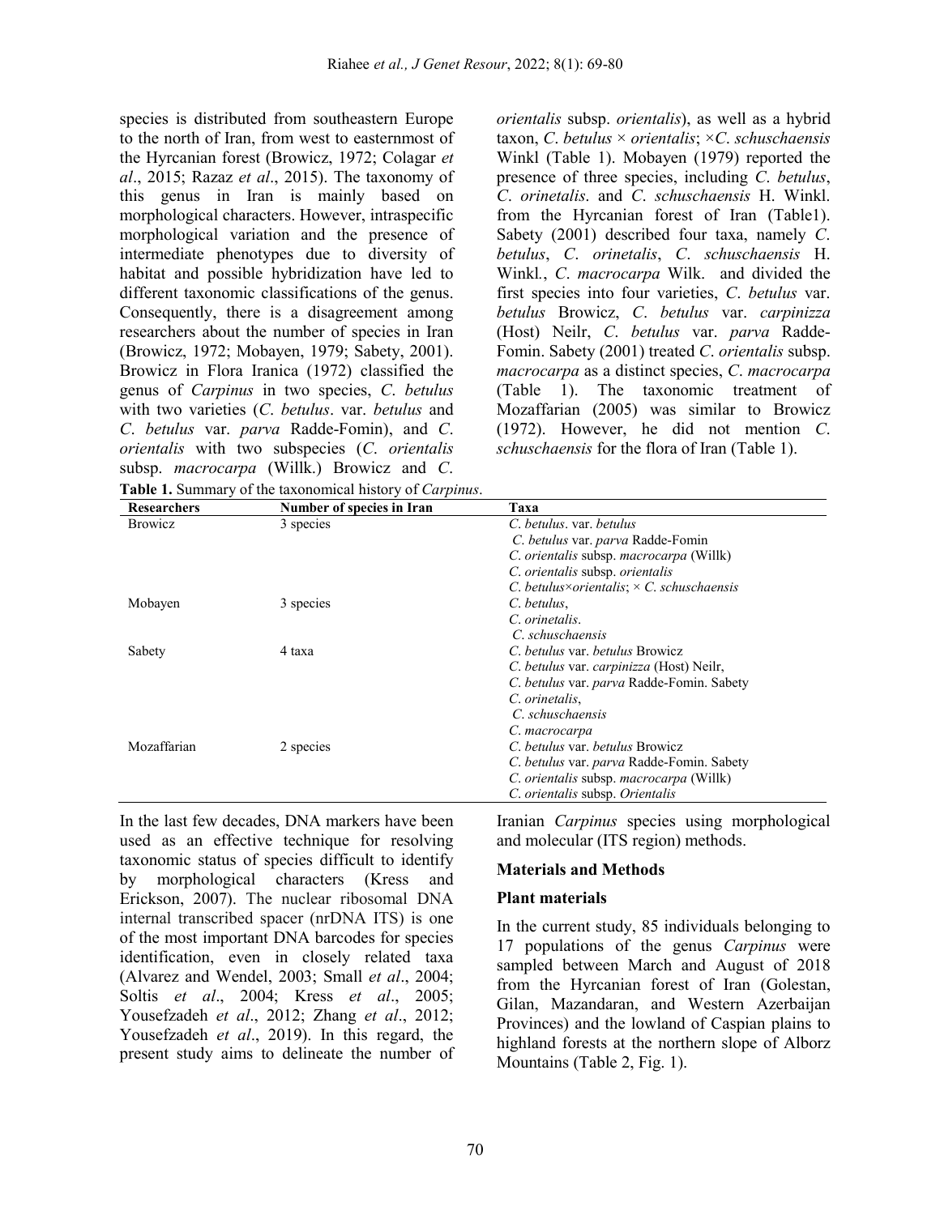species is distributed from southeastern Europe to the north of Iran, from west to easternmost of the Hyrcanian forest (Browicz, 1972; Colagar *et al*., 2015; Razaz *et al*., 2015). The taxonomy of this genus in Iran is mainly based on morphological characters. However, intraspecific morphological variation and the presence of intermediate phenotypes due to diversity of habitat and possible hybridization have led to different taxonomic classifications of the genus. Consequently, there is a disagreement among researchers about the number of species in Iran (Browicz, 1972; Mobayen, 1979; Sabety, 2001). Browicz in Flora Iranica (1972) classified the genus of *Carpinus* in two species, *C. betulus* with two varieties (*C. betulus*. var. *betulus* and *C. betulus* var. *parva* Radde-Fomin), and *C. orientalis* with two subspecies (*C. orientalis* subsp. *macrocarpa* (Willk.) Browicz and *C. orientalis* subsp. *orientalis*), as well as a hybrid taxon, *C. betulus* × *orientalis*; ×*C. schuschaensis* Winkl (Table 1). Mobayen (1979) reported the presence of three species, including *C. betulus*, *C. orinetalis*. and *C. schuschaensis* H. Winkl. from the Hyrcanian forest of Iran (Table1). Sabety (2001) described four taxa, namely *C. betulus*, *C. orinetalis*, *C. schuschaensis* H. Winkl., *C. macrocarpa* Wilk. and divided the first species into four varieties, *C. betulus* var. *betulus* Browicz, *C. betulus* var. *carpinizza* (Host) Neilr, *C. betulus* var. *parva* Radde-Fomin. Sabety (2001) treated *C. orientalis* subsp. *macrocarpa* as a distinct species, *C. macrocarpa* (Table 1). The taxonomic treatment of Mozaffarian (2005) was similar to Browicz (1972). However, he did not mention *C. schuschaensis* for the flora of Iran (Table 1).

**Table 1.** Summary of the taxonomical history of *Carpinus*.

| Researchers | Number of species in Iran | Taxa |
|---|---|---|
| Browicz | 3 species | *C. betulus*. var. *betulus* |
| | | *C. betulus* var. *parva* Radde-Fomin |
| | | *C. orientalis* subsp. *macrocarpa* (Willk) |
| | | *C. orientalis* subsp. *orientalis* |
| | | *C. betulus*×*orientalis*; × *C. schuschaensis* |
| Mobayen | 3 species | *C. betulus*, |
| | | *C. orinetalis*. |
| | | *C. schuschaensis* |
| Sabety | 4 taxa | *C. betulus* var. *betulus* Browicz |
| | | *C. betulus* var. *carpinizza* (Host) Neilr, |
| | | *C. betulus* var. *parva* Radde-Fomin. Sabety |
| | | *C. orinetalis*, |
| | | *C. schuschaensis* |
| | | *C. macrocarpa* |
| Mozaffarian | 2 species | *C. betulus* var. *betulus* Browicz |
| | | *C. betulus* var. *parva* Radde-Fomin. Sabety |
| | | *C. orientalis* subsp. *macrocarpa* (Willk) |
| | | *C. orientalis* subsp. *Orientalis* |

In the last few decades, DNA markers have been used as an effective technique for resolving taxonomic status of species difficult to identify by morphological characters (Kress and Erickson, 2007). The nuclear ribosomal DNA internal transcribed spacer (nrDNA ITS) is one of the most important DNA barcodes for species identification, even in closely related taxa (Alvarez and Wendel, 2003; Small *et al*., 2004; Soltis *et al*., 2004; Kress *et al*., 2005; Yousefzadeh *et al*., 2012; Zhang *et al*., 2012; Yousefzadeh *et al*., 2019). In this regard, the present study aims to delineate the number of Iranian *Carpinus* species using morphological and molecular (ITS region) methods.

## Materials and Methods

### Plant materials

In the current study, 85 individuals belonging to 17 populations of the genus *Carpinus* were sampled between March and August of 2018 from the Hyrcanian forest of Iran (Golestan, Gilan, Mazandaran, and Western Azerbaijan Provinces) and the lowland of Caspian plains to highland forests at the northern slope of Alborz Mountains (Table 2, Fig. 1).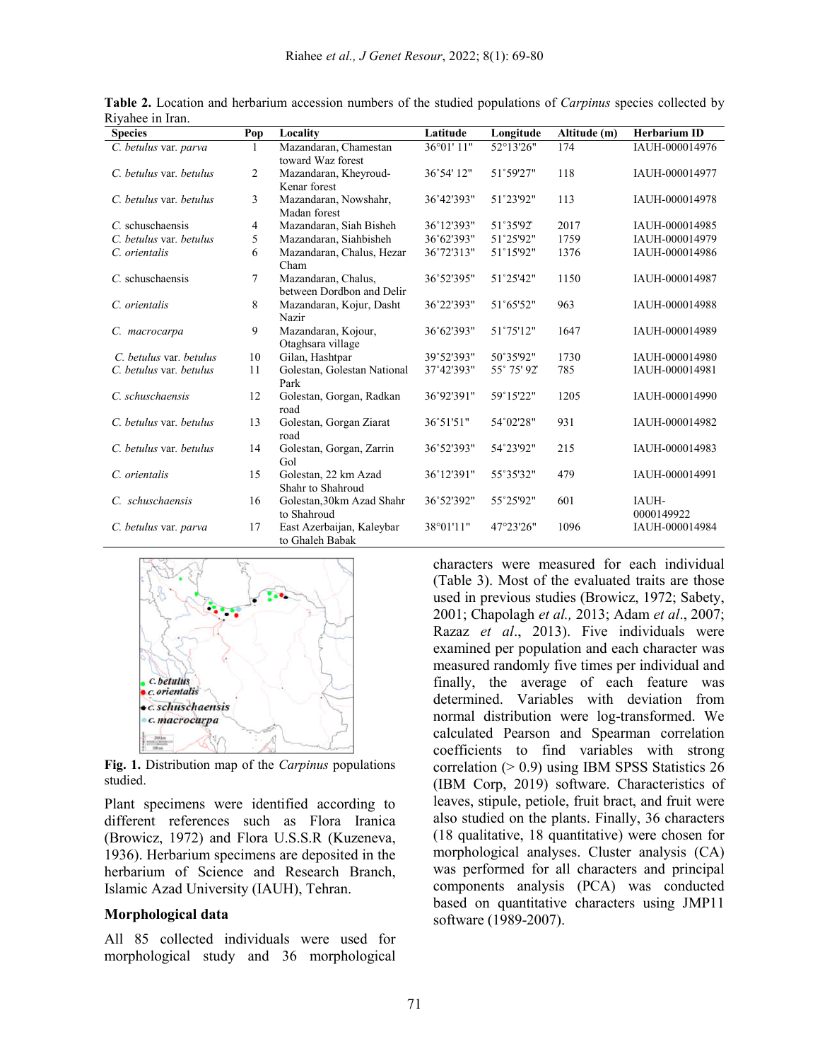**Table 2.** Location and herbarium accession numbers of the studied populations of *Carpinus* species collected by Riyahee in Iran.

| Species | Pop | Locality | Latitude | Longitude | Altitude (m) | Herbarium ID |
|---|---|---|---|---|---|---|
| *C. betulus* var. *parva* | 1 | Mazandaran, Chamestan toward Waz forest | 36°01' 11" | 52°13'26" | 174 | IAUH-000014976 |
| *C. betulus* var. *betulus* | 2 | Mazandaran, Kheyroud-Kenar forest | 36°54' 12" | 51°59'27" | 118 | IAUH-000014977 |
| *C. betulus* var. *betulus* | 3 | Mazandaran, Nowshahr, Madan forest | 36°42'393" | 51°23'92" | 113 | IAUH-000014978 |
| *C.* schuschaensis | 4 | Mazandaran, Siah Bisheh | 36°12'393" | 51°35'92' | 2017 | IAUH-000014985 |
| *C. betulus* var. *betulus* | 5 | Mazandaran, Siahbisheh | 36°62'393" | 51°25'92" | 1759 | IAUH-000014979 |
| *C. orientalis* | 6 | Mazandaran, Chalus, Hezar Cham | 36°72'313" | 51°15'92" | 1376 | IAUH-000014986 |
| *C.* schuschaensis | 7 | Mazandaran, Chalus, between Dordbon and Delir | 36°52'395" | 51°25'42" | 1150 | IAUH-000014987 |
| *C. orientalis* | 8 | Mazandaran, Kojur, Dasht Nazir | 36°22'393" | 51°65'52" | 963 | IAUH-000014988 |
| *C. macrocarpa* | 9 | Mazandaran, Kojour, Otaghsara village | 36°62'393" | 51°75'12" | 1647 | IAUH-000014989 |
| *C. betulus* var. *betulus* | 10 | Gilan, Hashtpar | 39°52'393" | 50°35'92" | 1730 | IAUH-000014980 |
| *C. betulus* var. *betulus* | 11 | Golestan, Golestan National Park | 37°42'393" | 55° 75' 92' | 785 | IAUH-000014981 |
| *C. schuschaensis* | 12 | Golestan, Gorgan, Radkan road | 36°92'391" | 59°15'22" | 1205 | IAUH-000014990 |
| *C. betulus* var. *betulus* | 13 | Golestan, Gorgan Ziarat road | 36°51'51" | 54°02'28" | 931 | IAUH-000014982 |
| *C. betulus* var. *betulus* | 14 | Golestan, Gorgan, Zarrin Gol | 36°52'393" | 54°23'92" | 215 | IAUH-000014983 |
| *C. orientalis* | 15 | Golestan, 22 km Azad Shahr to Shahroud | 36°12'391" | 55°35'32" | 479 | IAUH-000014991 |
| *C. schuschaensis* | 16 | Golestan,30km Azad Shahr to Shahroud | 36°52'392" | 55°25'92" | 601 | IAUH-0000149922 |
| *C. betulus* var. *parva* | 17 | East Azerbaijan, Kaleybar to Ghaleh Babak | 38°01'11" | 47°23'26" | 1096 | IAUH-000014984 |

**Fig. 1.** Distribution map of the *Carpinus* populations studied.

Plant specimens were identified according to different references such as Flora Iranica (Browicz, 1972) and Flora U.S.S.R (Kuzeneva, 1936). Herbarium specimens are deposited in the herbarium of Science and Research Branch, Islamic Azad University (IAUH), Tehran.

## Morphological data

All 85 collected individuals were used for morphological study and 36 morphological characters were measured for each individual (Table 3). Most of the evaluated traits are those used in previous studies (Browicz, 1972; Sabety, 2001; Chapolagh *et al.,* 2013; Adam *et al*., 2007; Razaz *et al*., 2013). Five individuals were examined per population and each character was measured randomly five times per individual and finally, the average of each feature was determined. Variables with deviation from normal distribution were log-transformed. We calculated Pearson and Spearman correlation coefficients to find variables with strong correlation (> 0.9) using IBM SPSS Statistics 26 (IBM Corp, 2019) software. Characteristics of leaves, stipule, petiole, fruit bract, and fruit were also studied on the plants. Finally, 36 characters (18 qualitative, 18 quantitative) were chosen for morphological analyses. Cluster analysis (CA) was performed for all characters and principal components analysis (PCA) was conducted based on quantitative characters using JMP11 software (1989-2007).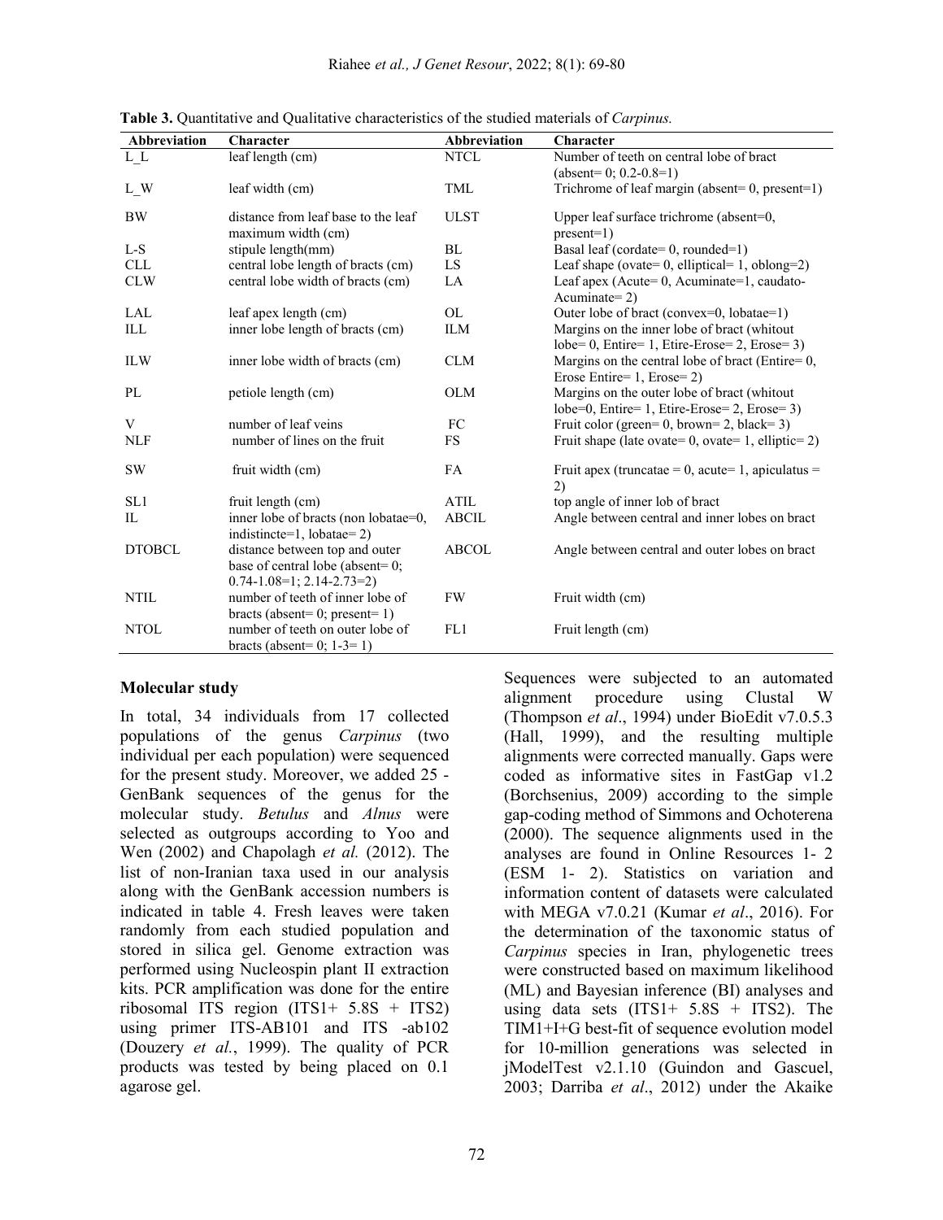**Table 3.** Quantitative and Qualitative characteristics of the studied materials of *Carpinus.*

| Abbreviation | Character | Abbreviation | Character |
|---|---|---|---|
| L_L | leaf length (cm) | NTCL | Number of teeth on central lobe of bract (absent= 0; 0.2-0.8=1) |
| L_W | leaf width (cm) | TML | Trichrome of leaf margin (absent= 0, present=1) |
| BW | distance from leaf base to the leaf maximum width (cm) | ULST | Upper leaf surface trichrome (absent=0, present=1) |
| L-S | stipule length(mm) | BL | Basal leaf (cordate= 0, rounded=1) |
| CLL | central lobe length of bracts (cm) | LS | Leaf shape (ovate= 0, elliptical= 1, oblong=2) |
| CLW | central lobe width of bracts (cm) | LA | Leaf apex (Acute= 0, Acuminate=1, caudato-Acuminate= 2) |
| LAL | leaf apex length (cm) | OL | Outer lobe of bract (convex=0, lobatae=1) |
| ILL | inner lobe length of bracts (cm) | ILM | Margins on the inner lobe of bract (whitout lobe= 0, Entire= 1, Etire-Erose= 2, Erose= 3) |
| ILW | inner lobe width of bracts (cm) | CLM | Margins on the central lobe of bract (Entire= 0, Erose Entire= 1, Erose= 2) |
| PL | petiole length (cm) | OLM | Margins on the outer lobe of bract (whitout lobe=0, Entire= 1, Etire-Erose= 2, Erose= 3) |
| V | number of leaf veins | FC | Fruit color (green= 0, brown= 2, black= 3) |
| NLF | number of lines on the fruit | FS | Fruit shape (late ovate= 0, ovate= 1, elliptic= 2) |
| SW | fruit width (cm) | FA | Fruit apex (truncatae = 0, acute= 1, apiculatus = 2) |
| SL1 | fruit length (cm) | ATIL | top angle of inner lob of bract |
| IL | inner lobe of bracts (non lobatae=0, indistincte=1, lobatae= 2) | ABCIL | Angle between central and inner lobes on bract |
| DTOBCL | distance between top and outer base of central lobe (absent= 0; 0.74-1.08=1; 2.14-2.73=2) | ABCOL | Angle between central and outer lobes on bract |
| NTIL | number of teeth of inner lobe of bracts (absent= 0; present= 1) | FW | Fruit width (cm) |
| NTOL | number of teeth on outer lobe of bracts (absent= 0; 1-3= 1) | FL1 | Fruit length (cm) |

### Molecular study

In total, 34 individuals from 17 collected populations of the genus *Carpinus* (two individual per each population) were sequenced for the present study. Moreover, we added 25 -GenBank sequences of the genus for the molecular study. *Betulus* and *Alnus* were selected as outgroups according to Yoo and Wen (2002) and Chapolagh *et al.* (2012). The list of non-Iranian taxa used in our analysis along with the GenBank accession numbers is indicated in table 4. Fresh leaves were taken randomly from each studied population and stored in silica gel. Genome extraction was performed using Nucleospin plant II extraction kits. PCR amplification was done for the entire ribosomal ITS region (ITS1+ 5.8S + ITS2) using primer ITS-AB101 and ITS -ab102 (Douzery *et al.*, 1999). The quality of PCR products was tested by being placed on 0.1 agarose gel.

Sequences were subjected to an automated alignment procedure using Clustal W (Thompson *et al*., 1994) under BioEdit v7.0.5.3 (Hall, 1999), and the resulting multiple alignments were corrected manually. Gaps were coded as informative sites in FastGap v1.2 (Borchsenius, 2009) according to the simple gap-coding method of Simmons and Ochoterena (2000). The sequence alignments used in the analyses are found in Online Resources 1- 2 (ESM 1- 2). Statistics on variation and information content of datasets were calculated with MEGA v7.0.21 (Kumar *et al*., 2016). For the determination of the taxonomic status of *Carpinus* species in Iran, phylogenetic trees were constructed based on maximum likelihood (ML) and Bayesian inference (BI) analyses and using data sets (ITS1+ 5.8S + ITS2). The TIM1+I+G best-fit of sequence evolution model for 10-million generations was selected in jModelTest v2.1.10 (Guindon and Gascuel, 2003; Darriba *et al*., 2012) under the Akaike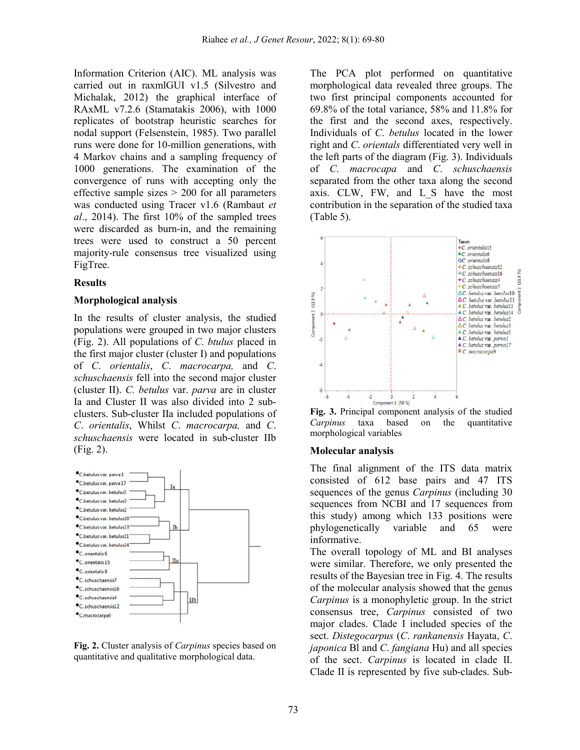Information Criterion (AIC). ML analysis was carried out in raxmlGUI v1.5 (Silvestro and Michalak, 2012) the graphical interface of RAxML v7.2.6 (Stamatakis 2006), with 1000 replicates of bootstrap heuristic searches for nodal support (Felsenstein, 1985). Two parallel runs were done for 10-million generations, with 4 Markov chains and a sampling frequency of 1000 generations. The examination of the convergence of runs with accepting only the effective sample sizes > 200 for all parameters was conducted using Tracer v1.6 (Rambaut *et al*., 2014). The first 10% of the sampled trees were discarded as burn-in, and the remaining trees were used to construct a 50 percent majority-rule consensus tree visualized using FigTree.

## Results

### Morphological analysis

In the results of cluster analysis, the studied populations were grouped in two major clusters (Fig. 2). All populations of *C. btulus* placed in the first major cluster (cluster I) and populations of *C. orientalis*, *C. macrocarpa,* and *C. schuschaensis* fell into the second major cluster (cluster II). *C. betulus* var. *parva* are in cluster Ia and Cluster II was also divided into 2 sub-clusters. Sub-cluster IIa included populations of *C. orientalis*, Whilst *C. macrocarpa,* and *C. schuschaensis* were located in sub-cluster IIb (Fig. 2).

**Fig. 2.** Cluster analysis of *Carpinus* species based on quantitative and qualitative morphological data.

The PCA plot performed on quantitative morphological data revealed three groups. The two first principal components accounted for 69.8% of the total variance, 58% and 11.8% for the first and the second axes, respectively. Individuals of *C. betulus* located in the lower right and *C. orientals* differentiated very well in the left parts of the diagram (Fig. 3). Individuals of *C. macrocapa* and *C. schuschaensis* separated from the other taxa along the second axis. CLW, FW, and L_S have the most contribution in the separation of the studied taxa (Table 5).

**Fig. 3.** Principal component analysis of the studied *Carpinus* taxa based on the quantitative morphological variables

### Molecular analysis

The final alignment of the ITS data matrix consisted of 612 base pairs and 47 ITS sequences of the genus *Carpinus* (including 30 sequences from NCBI and 17 sequences from this study) among which 133 positions were phylogenetically variable and 65 were informative.

The overall topology of ML and BI analyses were similar. Therefore, we only presented the results of the Bayesian tree in Fig. 4. The results of the molecular analysis showed that the genus *Carpinus* is a monophyletic group. In the strict consensus tree, *Carpinus* consisted of two major clades. Clade I included species of the sect. *Distegocarpus* (*C. rankanensis* Hayata, *C. japonica* Bl and *C. fangiana* Hu) and all species of the sect. *Carpinus* is located in clade II. Clade II is represented by five sub-clades. Sub-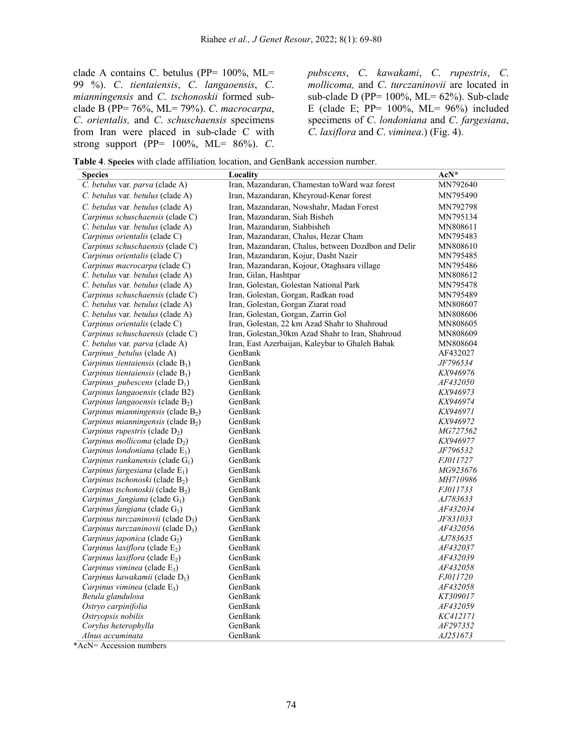clade A contains C. betulus (PP= 100%, ML= 99 %). *C. tientaiensis*, *C. langaoensis*, *C. mianningensis* and *C. tschonoskii* formed sub-clade B (PP= 76%, ML= 79%). *C. macrocarpa*, *C. orientalis,* and *C. schuschaensis* specimens from Iran were placed in sub-clade C with strong support (PP= 100%, ML= 86%). *C. pubscens*, *C. kawakami*, *C. rupestris*, *C. mollicoma,* and *C. turczaninovii* are located in sub-clade D (PP= 100%, ML= 62%). Sub-clade E (clade E; PP= 100%, ML= 96%) included specimens of *C. londoniana* and *C. fargesiana*, *C. laxiflora* and *C. viminea*.) (Fig. 4).

**Table 4**. **Species** with clade affiliation, location, and GenBank accession number.

| Species | Locality | AcN* |
|---|---|---|
| *C. betulus* var. *parva* (clade A) | Iran, Mazandaran, Chamestan toWard waz forest | MN792640 |
| *C. betulus* var. *betulus* (clade A) | Iran, Mazandaran, Kheyroud-Kenar forest | MN795490 |
| *C. betulus* var. *betulus* (clade A) | Iran, Mazandaran, Nowshahr, Madan Forest | MN792798 |
| *Carpinus schuschaensis* (clade C) | Iran, Mazandaran, Siah Bisheh | MN795134 |
| *C. betulus* var. *betulus* (clade A) | Iran, Mazandaran, Siahbisheh | MN808611 |
| *Carpinus orientalis* (clade C) | Iran, Mazandaran, Chalus, Hezar Cham | MN795483 |
| *Carpinus schuschaensis* (clade C) | Iran, Mazandaran, Chalus, between Dozdbon and Delir | MN808610 |
| *Carpinus orientalis* (clade C) | Iran, Mazandaran, Kojur, Dasht Nazir | MN795485 |
| *Carpinus macrocarpa* (clade C) | Iran, Mazandaran, Kojour, Otaghsara village | MN795486 |
| *C. betulus* var. *betulus* (clade A) | Iran, Gilan, Hashtpar | MN808612 |
| *C. betulus* var. *betulus* (clade A) | Iran, Golestan, Golestan National Park | MN795478 |
| *Carpinus schuschaensis* (clade C) | Iran, Golestan, Gorgan, Radkan road | MN795489 |
| *C. betulus* var. *betulus* (clade A) | Iran, Golestan, Gorgan Ziarat road | MN808607 |
| *C. betulus* var. *betulus* (clade A) | Iran, Golestan, Gorgan, Zarrin Gol | MN808606 |
| *Carpinus orientalis* (clade C) | Iran, Golestan, 22 km Azad Shahr to Shahroud | MN808605 |
| *Carpinus schuschaensis* (clade C) | Iran, Golestan,30km Azad Shahr to Iran, Shahroud | MN808609 |
| *C. betulus* var. *parva* (clade A) | Iran, East Azerbaijan, Kaleybar to Ghaleh Babak | MN808604 |
| *Carpinus_betulus* (clade A) | GenBank | AF432027 |
| *Carpinus tientaiensis* (clade $B_1$) | GenBank | *JF796534* |
| *Carpinus tientaiensis* (clade $B_1$) | GenBank | *KX946976* |
| *Carpinus_pubescens* (clade $D_1$) | GenBank | *AF432050* |
| *Carpinus langaoensis* (clade B2) | GenBank | *KX946973* |
| *Carpinus langaoensis* (clade $B_2$) | GenBank | *KX946974* |
| *Carpinus mianningensis* (clade $B_2$) | GenBank | *KX946971* |
| *Carpinus mianningensis* (clade $B_2$) | GenBank | *KX946972* |
| *Carpinus rupestris* (clade $D_2$) | GenBank | *MG727562* |
| *Carpinus mollicoma* (clade $D_2$) | GenBank | *KX946977* |
| *Carpinus londoniana* (clade $E_1$) | GenBank | *JF796532* |
| *Carpinus rankanensis* (clade $G_1$) | GenBank | *FJ011727* |
| *Carpinus fargesiana* (clade $E_1$) | GenBank | *MG923676* |
| *Carpinus tschonoski* (clade $B_2$) | GenBank | *MH710986* |
| *Carpinus tschonoskii* (clade $B_2$) | GenBank | *FJ011733* |
| *Carpinus_fangiana* (clade $G_1$) | GenBank | *AJ783633* |
| *Carpinus fangiana* (clade $G_1$) | GenBank | *AF432034* |
| *Carpinus turczaninovii* (clade $D_3$) | GenBank | *JF831033* |
| *Carpinus turczaninovii* (clade $D_3$) | GenBank | *AF432056* |
| *Carpinus japonica* (clade $G_2$) | GenBank | *AJ783635* |
| *Carpinus laxiflora* (clade $E_2$) | GenBank | *AF432037* |
| *Carpinus laxiflora* (clade $E_2$) | GenBank | *AF432039* |
| *Carpinus viminea* (clade $E_3$) | GenBank | *AF432058* |
| *Carpinus kawakamii* (clade $D_1$) | GenBank | *FJ011720* |
| *Carpinus viminea* (clade $E_3$) | GenBank | *AF432058* |
| *Betula glandulosa* | GenBank | *KT309017* |
| *Ostryo carpinifolia* | GenBank | *AF432059* |
| *Ostryopsis nobilis* | GenBank | *KC412171* |
| *Corylus heterophylla* | GenBank | *AF297352* |
| *Alnus accuminata* | GenBank | *AJ251673* |

*AcN= Accession numbers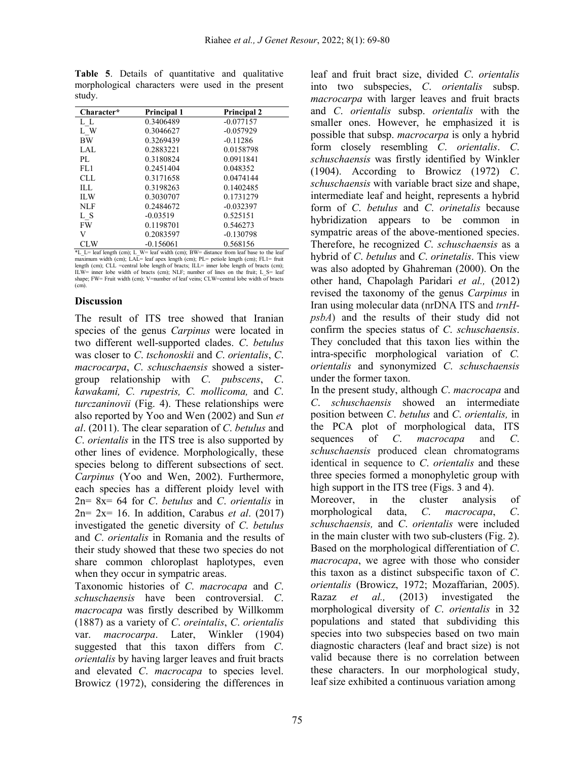**Table 5**. Details of quantitative and qualitative morphological characters were used in the present study.

| Character* | Principal 1 | Principal 2 |
|---|---|---|
| L_L | 0.3406489 | -0.077157 |
| L_W | 0.3046627 | -0.057929 |
| BW | 0.3269439 | -0.11286 |
| LAL | 0.2883221 | 0.0158798 |
| PL | 0.3180824 | 0.0911841 |
| FL1 | 0.2451404 | 0.048352 |
| CLL | 0.3171658 | 0.0474144 |
| ILL | 0.3198263 | 0.1402485 |
| ILW | 0.3030707 | 0.1731279 |
| NLF | 0.2484672 | -0.032397 |
| L_S | -0.03519 | 0.525151 |
| FW | 0.1198701 | 0.546273 |
| V | 0.2083597 | -0.130798 |
| CLW | -0.156061 | 0.568156 |

*L_L= leaf length (cm); L_W= leaf width (cm); BW= distance from leaf base to the leaf maximum width (cm); LAL= leaf apex length (cm); PL= petiole length (cm); FL1= fruit length (cm); CLL =central lobe length of bracts; ILL= inner lobe length of bracts (cm); ILW= inner lobe width of bracts (cm); NLF; number of lines on the fruit; L_S= leaf shape; FW= Fruit width (cm); V=number of leaf veins; CLW=central lobe width of bracts (cm).

## Discussion

The result of ITS tree showed that Iranian species of the genus *Carpinus* were located in two different well-supported clades. *C. betulus* was closer to *C. tschonoskii* and *C. orientalis*, *C. macrocarpa*, *C. schuschaensis* showed a sister-group relationship with *C. pubscens*, *C. kawakami, C. rupestris, C. mollicoma,* and *C. turczaninovii* (Fig. 4). These relationships were also reported by Yoo and Wen (2002) and Sun *et al*. (2011). The clear separation of *C. betulus* and *C. orientalis* in the ITS tree is also supported by other lines of evidence. Morphologically, these species belong to different subsections of sect. *Carpinus* (Yoo and Wen, 2002). Furthermore, each species has a different ploidy level with 2n= 8x= 64 for *C. betulus* and *C. orientalis* in 2n= 2x= 16. In addition, Carabus *et al*. (2017) investigated the genetic diversity of *C. betulus* and *C. orientalis* in Romania and the results of their study showed that these two species do not share common chloroplast haplotypes, even when they occur in sympatric areas.

Taxonomic histories of *C. macrocapa* and *C. schuschaensis* have been controversial. *C. macrocapa* was firstly described by Willkomm (1887) as a variety of *C. oreintalis*, *C. orientalis* var. *macrocarpa*. Later, Winkler (1904) suggested that this taxon differs from *C. orientalis* by having larger leaves and fruit bracts and elevated *C. macrocapa* to species level. Browicz (1972), considering the differences in leaf and fruit bract size, divided *C. orientalis* into two subspecies, *C. orientalis* subsp. *macrocarpa* with larger leaves and fruit bracts and *C. orientalis* subsp. *orientalis* with the smaller ones. However, he emphasized it is possible that subsp. *macrocarpa* is only a hybrid form closely resembling *C. orientalis*. *C. schuschaensis* was firstly identified by Winkler (1904). According to Browicz (1972) *C. schuschaensis* with variable bract size and shape, intermediate leaf and height, represents a hybrid form of *C. betulus* and *C. orinetalis* because hybridization appears to be common in sympatric areas of the above-mentioned species. Therefore, he recognized *C. schuschaensis* as a hybrid of *C. betulus* and *C. orinetalis*. This view was also adopted by Ghahreman (2000). On the other hand, Chapolagh Paridari *et al.,* (2012) revised the taxonomy of the genus *Carpinus* in Iran using molecular data (nrDNA ITS and *trnH-psbA*) and the results of their study did not confirm the species status of *C. schuschaensis*. They concluded that this taxon lies within the intra-specific morphological variation of *C. orientalis* and synonymized *C. schuschaensis* under the former taxon.

In the present study, although *C. macrocapa* and *C. schuschaensis* showed an intermediate position between *C. betulus* and *C. orientalis,* in the PCA plot of morphological data, ITS sequences of *C. macrocapa* and *C. schuschaensis* produced clean chromatograms identical in sequence to *C. orientalis* and these three species formed a monophyletic group with high support in the ITS tree (Figs. 3 and 4).

Moreover, in the cluster analysis of morphological data, *C. macrocapa*, *C. schuschaensis,* and *C. orientalis* were included in the main cluster with two sub-clusters (Fig. 2). Based on the morphological differentiation of *C. macrocapa*, we agree with those who consider this taxon as a distinct subspecific taxon of *C. orientalis* (Browicz, 1972; Mozaffarian, 2005). Razaz *et al.,* (2013) investigated the morphological diversity of *C. orientalis* in 32 populations and stated that subdividing this species into two subspecies based on two main diagnostic characters (leaf and bract size) is not valid because there is no correlation between these characters. In our morphological study, leaf size exhibited a continuous variation among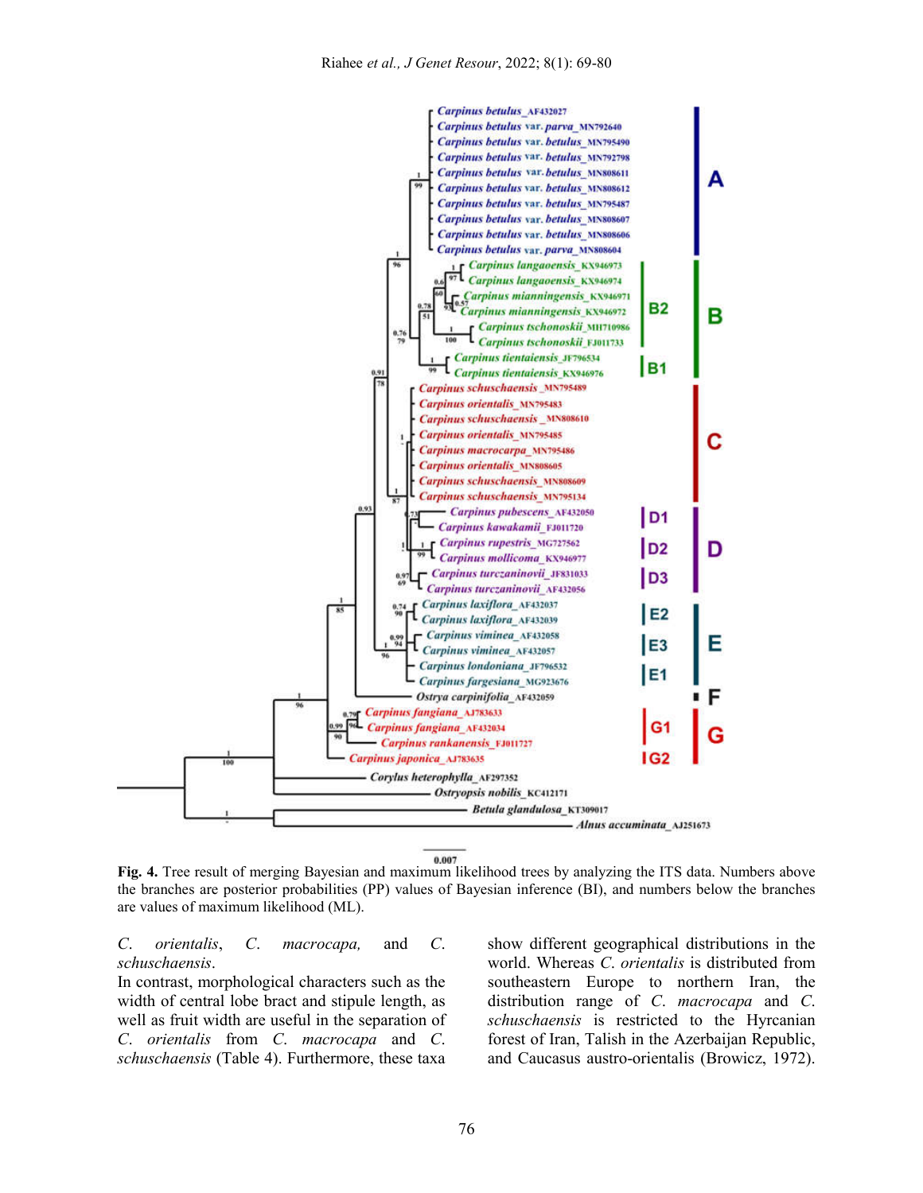**Fig. 4.** Tree result of merging Bayesian and maximum likelihood trees by analyzing the ITS data. Numbers above the branches are posterior probabilities (PP) values of Bayesian inference (BI), and numbers below the branches are values of maximum likelihood (ML).

*C. orientalis*, *C. macrocapa,* and *C. schuschaensis*.

In contrast, morphological characters such as the width of central lobe bract and stipule length, as well as fruit width are useful in the separation of *C. orientalis* from *C. macrocapa* and *C. schuschaensis* (Table 4). Furthermore, these taxa show different geographical distributions in the world. Whereas *C. orientalis* is distributed from southeastern Europe to northern Iran, the distribution range of *C. macrocapa* and *C. schuschaensis* is restricted to the Hyrcanian forest of Iran, Talish in the Azerbaijan Republic, and Caucasus austro-orientalis (Browicz, 1972).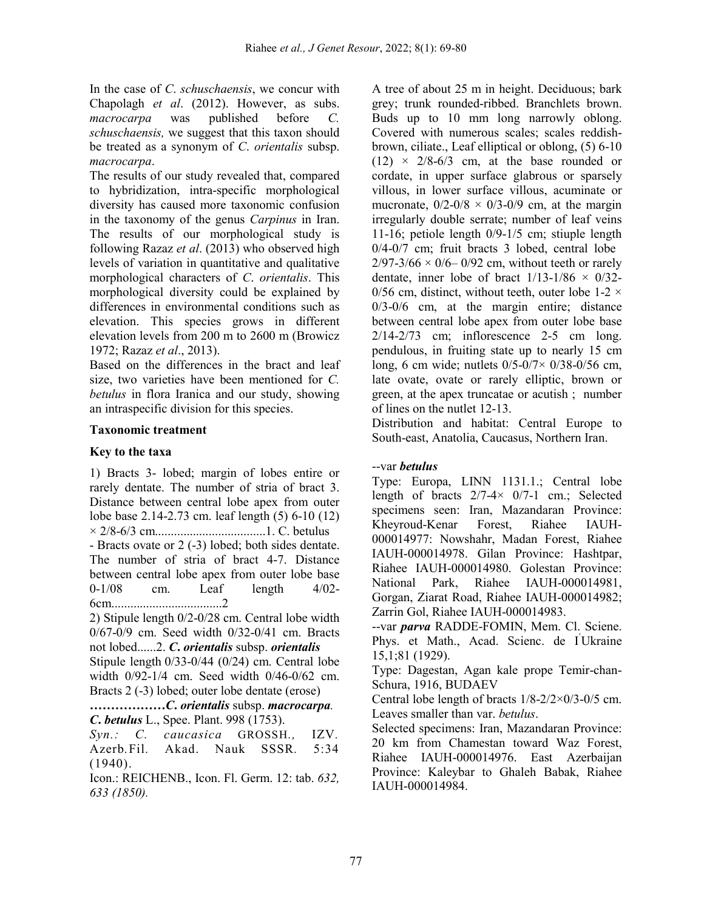In the case of *C*. *schuschaensis*, we concur with Chapolagh *et al*. (2012). However, as subs. *macrocarpa* was published before *C. schuschaensis,* we suggest that this taxon should be treated as a synonym of *C. orientalis* subsp. *macrocarpa*.

The results of our study revealed that, compared to hybridization, intra-specific morphological diversity has caused more taxonomic confusion in the taxonomy of the genus *Carpinus* in Iran. The results of our morphological study is following Razaz *et al*. (2013) who observed high levels of variation in quantitative and qualitative morphological characters of *C*. *orientalis*. This morphological diversity could be explained by differences in environmental conditions such as elevation. This species grows in different elevation levels from 200 m to 2600 m (Browicz 1972; Razaz *et al*., 2013).

Based on the differences in the bract and leaf size, two varieties have been mentioned for *C. betulus* in flora Iranica and our study, showing an intraspecific division for this species.

## Taxonomic treatment

### Key to the taxa

1) Bracts 3- lobed; margin of lobes entire or rarely dentate. The number of stria of bract 3. Distance between central lobe apex from outer lobe base 2.14-2.73 cm. leaf length (5) 6-10 (12) × 2/8-6/3 cm...................................1. C. betulus

- Bracts ovate or 2 (-3) lobed; both sides dentate. The number of stria of bract 4-7. Distance between central lobe apex from outer lobe base 0-1/08 cm. Leaf length 4/02-6cm...................................2

2) Stipule length 0/2-0/28 cm. Central lobe width 0/67-0/9 cm. Seed width 0/32-0/41 cm. Bracts not lobed......2. ***C. orientalis*** **subsp.** ***orientalis***

Stipule length 0/33-0/44 (0/24) cm. Central lobe width 0/92-1/4 cm. Seed width 0/46-0/62 cm. Bracts 2 (-3) lobed; outer lobe dentate (erose) **………………*C. orientalis*** **subsp.** ***macrocarpa.***

***C. betulus*** L., Spec. Plant. 998 (1753).

*Syn.: C. caucasica* GROSSH., IZV. Azerb.Fil. Akad. Nauk SSSR. 5:34 (1940).

Icon.: REICHENB., Icon. Fl. Germ. 12: tab. *632, 633 (1850).*

A tree of about 25 m in height. Deciduous; bark grey; trunk rounded-ribbed. Branchlets brown. Buds up to 10 mm long narrowly oblong. Covered with numerous scales; scales reddish-brown, ciliate., Leaf elliptical or oblong, (5) 6-10 (12) × 2/8-6/3 cm, at the base rounded or cordate, in upper surface glabrous or sparsely villous, in lower surface villous, acuminate or mucronate, 0/2-0/8 × 0/3-0/9 cm, at the margin irregularly double serrate; number of leaf veins 11-16; petiole length 0/9-1/5 cm; stiuple length 0/4-0/7 cm; fruit bracts 3 lobed, central lobe 2/97-3/66 × 0/6– 0/92 cm, without teeth or rarely dentate, inner lobe of bract 1/13-1/86 × 0/32-0/56 cm, distinct, without teeth, outer lobe 1-2 × 0/3-0/6 cm, at the margin entire; distance between central lobe apex from outer lobe base 2/14-2/73 cm; inflorescence 2-5 cm long. pendulous, in fruiting state up to nearly 15 cm long, 6 cm wide; nutlets 0/5-0/7× 0/38-0/56 cm, late ovate, ovate or rarely elliptic, brown or green, at the apex truncatae or acutish ; number of lines on the nutlet 12-13.

Distribution and habitat: Central Europe to South-east, Anatolia, Caucasus, Northern Iran.

--var ***betulus***

Type: Europa, LINN 1131.1.; Central lobe length of bracts 2/7-4× 0/7-1 cm.; Selected specimens seen: Iran, Mazandaran Province: Kheyroud-Kenar Forest, Riahee IAUH-000014977: Nowshahr, Madan Forest, Riahee IAUH-000014978. Gilan Province: Hashtpar, Riahee IAUH-000014980. Golestan Province: National Park, Riahee IAUH-000014981, Gorgan, Ziarat Road, Riahee IAUH-000014982; Zarrin Gol, Riahee IAUH-000014983.

--var ***parva*** RADDE-FOMIN, Mem. Cl. Sciene. Phys. et Math., Acad. Scienc. de l̓Ukraine 15,1;81 (1929).

Type: Dagestan, Agan kale prope Temir-chan-Schura, 1916, BUDAEV

Central lobe length of bracts 1/8-2/2×0/3-0/5 cm. Leaves smaller than var. *betulus*.

Selected specimens: Iran, Mazandaran Province: 20 km from Chamestan toward Waz Forest, Riahee IAUH-000014976. East Azerbaijan Province: Kaleybar to Ghaleh Babak, Riahee IAUH-000014984.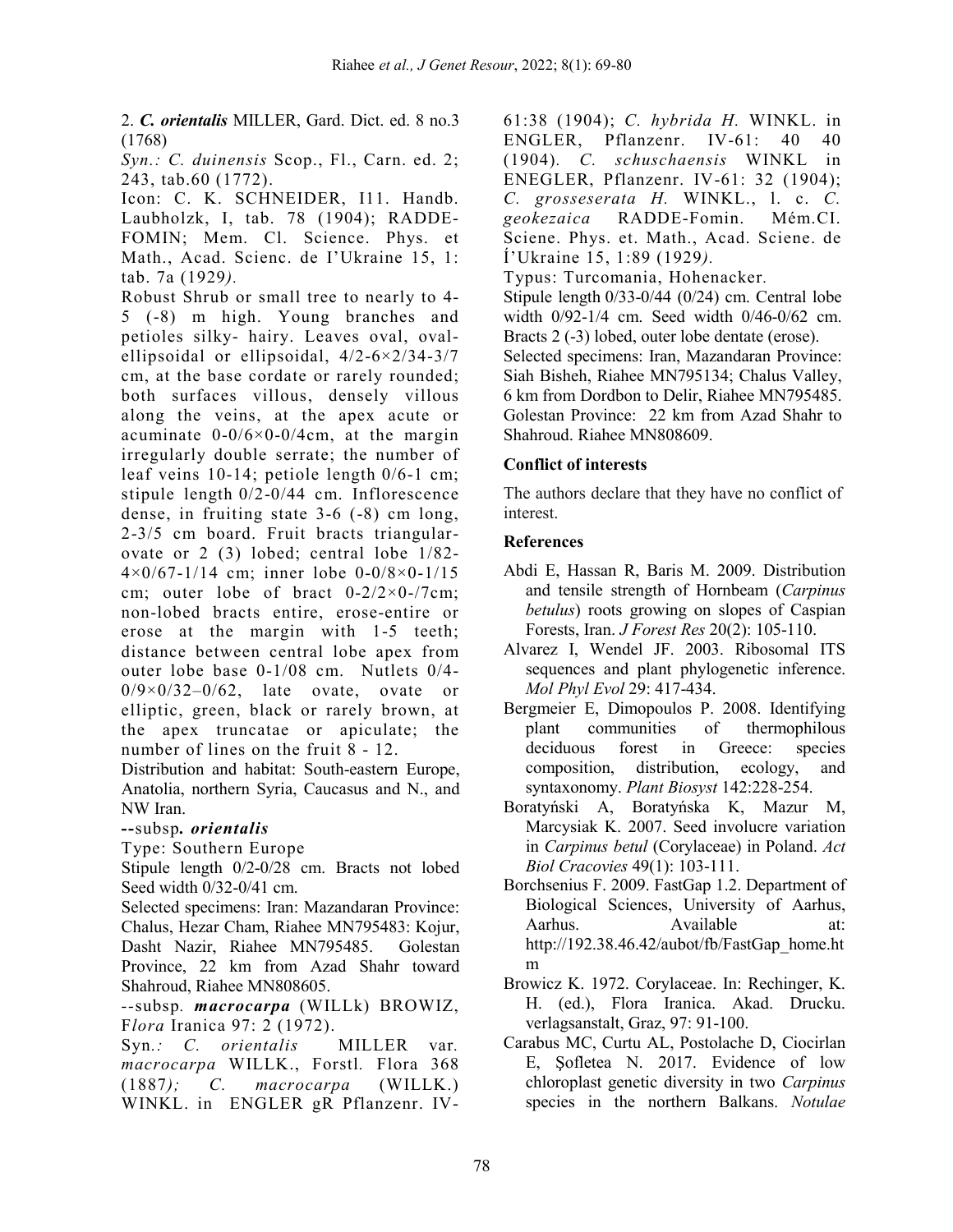2. ***C. orientalis*** MILLER, Gard. Dict. ed. 8 no.3 (1768)

*Syn.: C. duinensis* Scop., Fl., Carn. ed. 2; 243, tab.60 (1772).

Icon: C. K. SCHNEIDER, I11. Handb. Laubholzk, I, tab. 78 (1904); RADDE-FOMIN; Mem. Cl. Science. Phys. et Math., Acad. Scienc. de I'Ukraine 15, 1: tab. 7a (1929*).*

Robust Shrub or small tree to nearly to 4-5 (-8) m high. Young branches and petioles silky- hairy. Leaves oval, oval-ellipsoidal or ellipsoidal, 4/2-6×2/34-3/7 cm, at the base cordate or rarely rounded; both surfaces villous, densely villous along the veins, at the apex acute or acuminate 0-0/6×0-0/4cm, at the margin irregularly double serrate; the number of leaf veins 10-14; petiole length 0/6-1 cm; stipule length 0/2-0/44 cm. Inflorescence dense, in fruiting state 3-6 (-8) cm long, 2-3/5 cm board. Fruit bracts triangular-ovate or 2 (3) lobed; central lobe 1/82-4×0/67-1/14 cm; inner lobe 0-0/8×0-1/15 cm; outer lobe of bract 0-2/2×0-/7cm; non-lobed bracts entire, erose-entire or erose at the margin with 1-5 teeth; distance between central lobe apex from outer lobe base 0-1/08 cm. Nutlets 0/4-0/9×0/32–0/62, late ovate, ovate or elliptic, green, black or rarely brown, at the apex truncatae or apiculate; the number of lines on the fruit 8 - 12.

Distribution and habitat: South-eastern Europe, Anatolia, northern Syria, Caucasus and N., and NW Iran.

--subsp**.** ***orientalis***

Type: Southern Europe

Stipule length 0/2-0/28 cm. Bracts not lobed Seed width 0/32-0/41 cm.

Selected specimens: Iran: Mazandaran Province: Chalus, Hezar Cham, Riahee MN795483: Kojur, Dasht Nazir, Riahee MN795485. Golestan Province, 22 km from Azad Shahr toward Shahroud, Riahee MN808605.

--subsp. ***macrocarpa*** (WILLk) BROWIZ, F*lora* Iranica 97: 2 (1972).

Syn*.: C. orientalis* MILLER var*. macrocarpa* WILLK., Forstl. Flora 368 (1887*); C. macrocarpa* (WILLK.) WINKL. in ENGLER gR Pflanzenr. IV-61:38 (1904); *C. hybrida H.* WINKL. in ENGLER, Pflanzenr. IV-61: 40 40 (1904). *C. schuschaensis* WINKL in ENEGLER, Pflanzenr. IV-61: 32 (1904); *C. grosseserata H.* WINKL., l. c. *C. geokezaica* RADDE-Fomin. Mém.CI. Sciene. Phys. et. Math., Acad. Sciene. de Í'Ukraine 15, 1:89 (1929*).*

Typus: Turcomania, Hohenacker.

Stipule length 0/33-0/44 (0/24) cm. Central lobe width 0/92-1/4 cm. Seed width 0/46-0/62 cm. Bracts 2 (-3) lobed, outer lobe dentate (erose).

Selected specimens: Iran, Mazandaran Province: Siah Bisheh, Riahee MN795134; Chalus Valley, 6 km from Dordbon to Delir, Riahee MN795485. Golestan Province: 22 km from Azad Shahr to Shahroud. Riahee MN808609.

## Conflict of interests

The authors declare that they have no conflict of interest.

## References

- Abdi E, Hassan R, Baris M. 2009. Distribution and tensile strength of Hornbeam (*Carpinus betulus*) roots growing on slopes of Caspian Forests, Iran. *J Forest Res* 20(2): 105-110.
- Alvarez I, Wendel JF. 2003. Ribosomal ITS sequences and plant phylogenetic inference. *Mol Phyl Evol* 29: 417-434.
- Bergmeier E, Dimopoulos P. 2008. Identifying plant communities of thermophilous deciduous forest in Greece: species composition, distribution, ecology, and syntaxonomy. *Plant Biosyst* 142:228-254.
- Boratyński A, Boratyńska K, Mazur M, Marcysiak K. 2007. Seed involucre variation in *Carpinus betul* (Corylaceae) in Poland. *Act Biol Cracovies* 49(1): 103-111.
- Borchsenius F. 2009. FastGap 1.2. Department of Biological Sciences, University of Aarhus, Aarhus. Available at: http://192.38.46.42/aubot/fb/FastGap_home.htm
- Browicz K. 1972. Corylaceae. In: Rechinger, K. H. (ed.), Flora Iranica. Akad. Drucku. verlagsanstalt, Graz, 97: 91-100.
- Carabus MC, Curtu AL, Postolache D, Ciocirlan E, Şofletea N. 2017. Evidence of low chloroplast genetic diversity in two *Carpinus* species in the northern Balkans. *Notulae*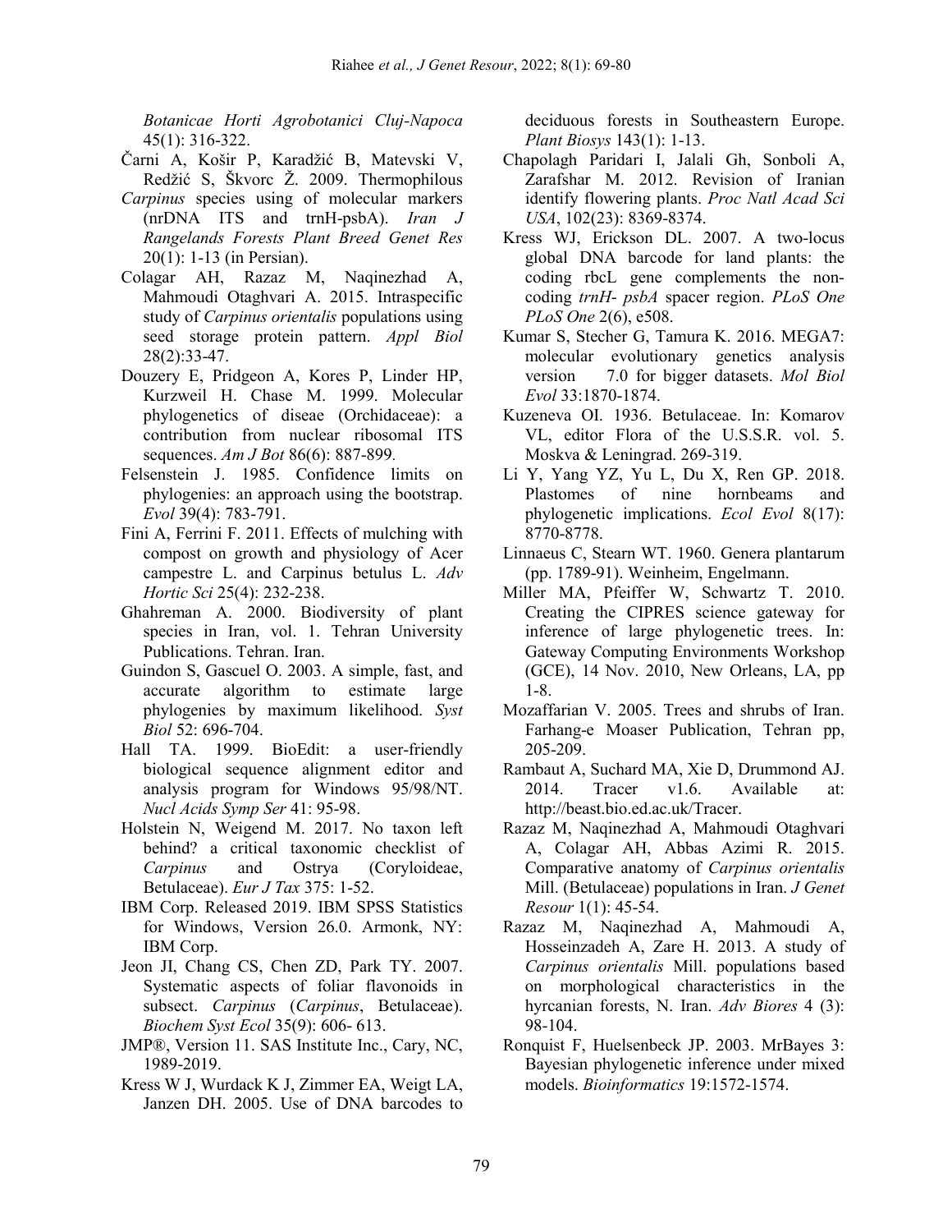*Botanicae Horti Agrobotanici Cluj-Napoca* 45(1): 316-322.

Čarni A, Košir P, Karadžić B, Matevski V, Redžić S, Škvorc Ž. 2009. Thermophilous *Carpinus* species using of molecular markers (nrDNA ITS and trnH-psbA). *Iran J Rangelands Forests Plant Breed Genet Res* 20(1): 1-13 (in Persian).

Colagar AH, Razaz M, Naqinezhad A, Mahmoudi Otaghvari A. 2015. Intraspecific study of *Carpinus orientalis* populations using seed storage protein pattern. *Appl Biol* 28(2):33-47.

Douzery E, Pridgeon A, Kores P, Linder HP, Kurzweil H. Chase M. 1999. Molecular phylogenetics of diseae (Orchidaceae): a contribution from nuclear ribosomal ITS sequences. *Am J Bot* 86(6): 887-899.

Felsenstein J. 1985. Confidence limits on phylogenies: an approach using the bootstrap. *Evol* 39(4): 783-791.

Fini A, Ferrini F. 2011. Effects of mulching with compost on growth and physiology of Acer campestre L. and Carpinus betulus L. *Adv Hortic Sci* 25(4): 232-238.

Ghahreman A. 2000. Biodiversity of plant species in Iran, vol. 1. Tehran University Publications. Tehran. Iran.

Guindon S, Gascuel O. 2003. A simple, fast, and accurate algorithm to estimate large phylogenies by maximum likelihood. *Syst Biol* 52: 696-704.

Hall TA. 1999. BioEdit: a user-friendly biological sequence alignment editor and analysis program for Windows 95/98/NT. *Nucl Acids Symp Ser* 41: 95-98.

Holstein N, Weigend M. 2017. No taxon left behind? a critical taxonomic checklist of *Carpinus* and Ostrya (Coryloideae, Betulaceae). *Eur J Tax* 375: 1-52.

IBM Corp. Released 2019. IBM SPSS Statistics for Windows, Version 26.0. Armonk, NY: IBM Corp.

Jeon JI, Chang CS, Chen ZD, Park TY. 2007. Systematic aspects of foliar flavonoids in subsect. *Carpinus* (*Carpinus*, Betulaceae). *Biochem Syst Ecol* 35(9): 606- 613.

JMP®, Version 11. SAS Institute Inc., Cary, NC, 1989-2019.

Kress W J, Wurdack K J, Zimmer EA, Weigt LA, Janzen DH. 2005. Use of DNA barcodes to deciduous forests in Southeastern Europe. *Plant Biosys* 143(1): 1-13.

Chapolagh Paridari I, Jalali Gh, Sonboli A, Zarafshar M. 2012. Revision of Iranian identify flowering plants. *Proc Natl Acad Sci USA*, 102(23): 8369-8374.

Kress WJ, Erickson DL. 2007. A two-locus global DNA barcode for land plants: the coding rbcL gene complements the non-coding *trnH- psbA* spacer region. *PLoS One PLoS One* 2(6), e508.

Kumar S, Stecher G, Tamura K. 2016. MEGA7: molecular evolutionary genetics analysis version 7.0 for bigger datasets. *Mol Biol Evol* 33:1870-1874.

Kuzeneva OI. 1936. Betulaceae. In: Komarov VL, editor Flora of the U.S.S.R. vol. 5. Moskva & Leningrad. 269-319.

Li Y, Yang YZ, Yu L, Du X, Ren GP. 2018. Plastomes of nine hornbeams and phylogenetic implications. *Ecol Evol* 8(17): 8770-8778.

Linnaeus C, Stearn WT. 1960. Genera plantarum (pp. 1789-91). Weinheim, Engelmann.

Miller MA, Pfeiffer W, Schwartz T. 2010. Creating the CIPRES science gateway for inference of large phylogenetic trees. In: Gateway Computing Environments Workshop (GCE), 14 Nov. 2010, New Orleans, LA, pp 1-8.

Mozaffarian V. 2005. Trees and shrubs of Iran. Farhang-e Moaser Publication, Tehran pp, 205-209.

Rambaut A, Suchard MA, Xie D, Drummond AJ. 2014. Tracer v1.6. Available at: http://beast.bio.ed.ac.uk/Tracer.

Razaz M, Naqinezhad A, Mahmoudi Otaghvari A, Colagar AH, Abbas Azimi R. 2015. Comparative anatomy of *Carpinus orientalis* Mill. (Betulaceae) populations in Iran. *J Genet Resour* 1(1): 45-54.

Razaz M, Naqinezhad A, Mahmoudi A, Hosseinzadeh A, Zare H. 2013. A study of *Carpinus orientalis* Mill. populations based on morphological characteristics in the hyrcanian forests, N. Iran. *Adv Biores* 4 (3): 98-104.

Ronquist F, Huelsenbeck JP. 2003. MrBayes 3: Bayesian phylogenetic inference under mixed models. *Bioinformatics* 19:1572-1574.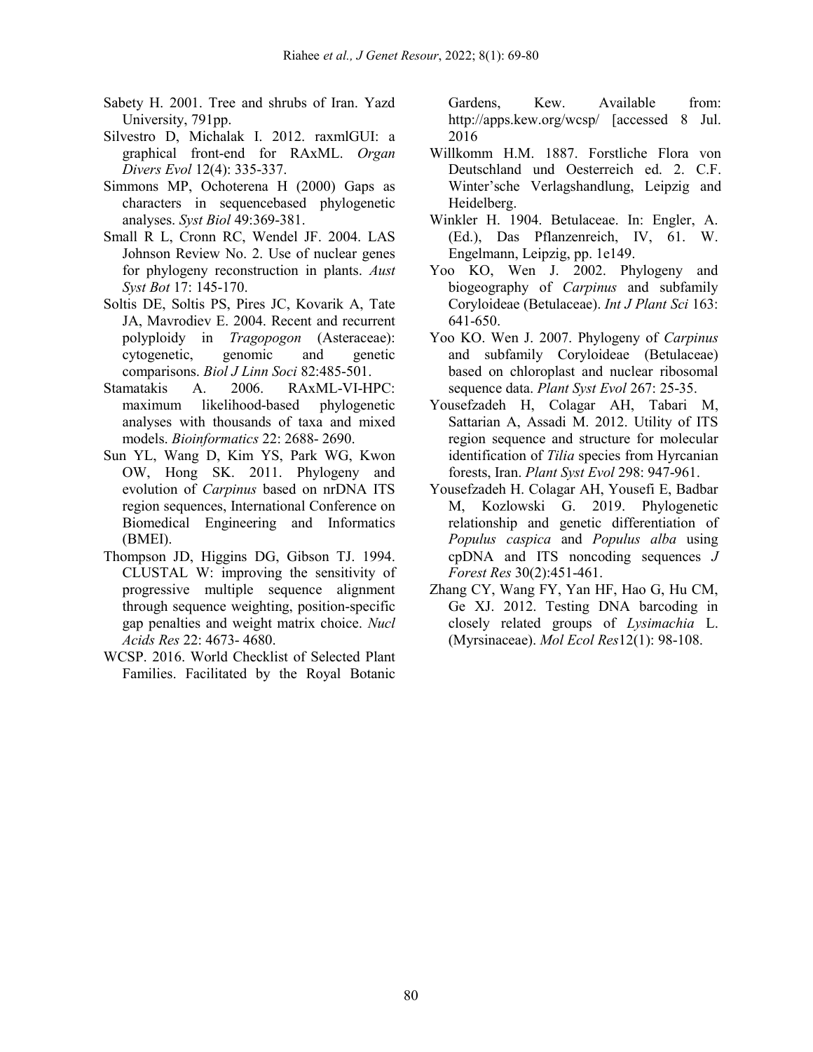Sabety H. 2001. Tree and shrubs of Iran. Yazd University, 791pp.

Silvestro D, Michalak I. 2012. raxmlGUI: a graphical front-end for RAxML. *Organ Divers Evol* 12(4): 335-337.

Simmons MP, Ochoterena H (2000) Gaps as characters in sequencebased phylogenetic analyses. *Syst Biol* 49:369-381.

Small R L, Cronn RC, Wendel JF. 2004. LAS Johnson Review No. 2. Use of nuclear genes for phylogeny reconstruction in plants. *Aust Syst Bot* 17: 145-170.

Soltis DE, Soltis PS, Pires JC, Kovarik A, Tate JA, Mavrodiev E. 2004. Recent and recurrent polyploidy in *Tragopogon* (Asteraceae): cytogenetic, genomic and genetic comparisons. *Biol J Linn Soci* 82:485-501.

Stamatakis A. 2006. RAxML-VI-HPC: maximum likelihood-based phylogenetic analyses with thousands of taxa and mixed models. *Bioinformatics* 22: 2688- 2690.

Sun YL, Wang D, Kim YS, Park WG, Kwon OW, Hong SK. 2011. Phylogeny and evolution of *Carpinus* based on nrDNA ITS region sequences, International Conference on Biomedical Engineering and Informatics (BMEI).

Thompson JD, Higgins DG, Gibson TJ. 1994. CLUSTAL W: improving the sensitivity of progressive multiple sequence alignment through sequence weighting, position-specific gap penalties and weight matrix choice. *Nucl Acids Res* 22: 4673- 4680.

WCSP. 2016. World Checklist of Selected Plant Families. Facilitated by the Royal Botanic Gardens, Kew. Available from: http://apps.kew.org/wcsp/ [accessed 8 Jul. 2016

Willkomm H.M. 1887. Forstliche Flora von Deutschland und Oesterreich ed. 2. C.F. Winter'sche Verlagshandlung, Leipzig and Heidelberg.

Winkler H. 1904. Betulaceae. In: Engler, A. (Ed.), Das Pflanzenreich, IV, 61. W. Engelmann, Leipzig, pp. 1e149.

Yoo KO, Wen J. 2002. Phylogeny and biogeography of *Carpinus* and subfamily Coryloideae (Betulaceae). *Int J Plant Sci* 163: 641-650.

Yoo KO. Wen J. 2007. Phylogeny of *Carpinus* and subfamily Coryloideae (Betulaceae) based on chloroplast and nuclear ribosomal sequence data. *Plant Syst Evol* 267: 25-35.

Yousefzadeh H, Colagar AH, Tabari M, Sattarian A, Assadi M. 2012. Utility of ITS region sequence and structure for molecular identification of *Tilia* species from Hyrcanian forests, Iran. *Plant Syst Evol* 298: 947-961.

Yousefzadeh H. Colagar AH, Yousefi E, Badbar M, Kozlowski G. 2019. Phylogenetic relationship and genetic differentiation of *Populus caspica* and *Populus alba* using cpDNA and ITS noncoding sequences *J Forest Res* 30(2):451-461.

Zhang CY, Wang FY, Yan HF, Hao G, Hu CM, Ge XJ. 2012. Testing DNA barcoding in closely related groups of *Lysimachia* L. (Myrsinaceae). *Mol Ecol Res*12(1): 98-108.